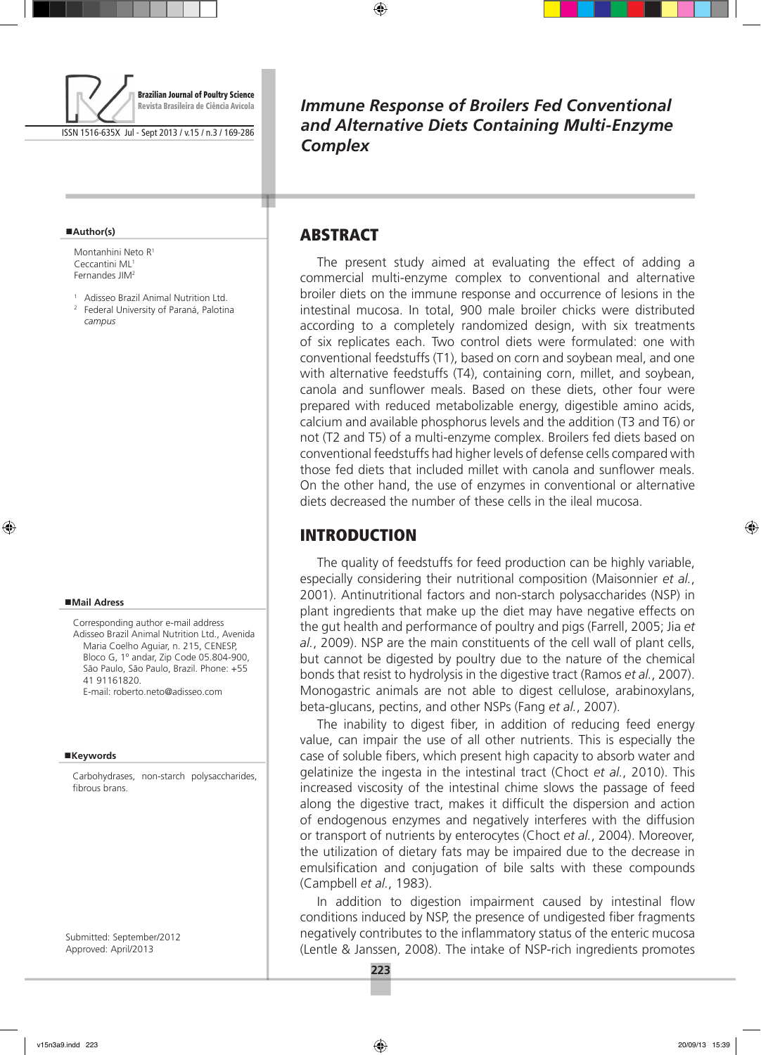# Immune Response of Broilers Fed Conventional and Alternative Diets Containing Multi-Enzyme Complex

**Author(s)**

Montanhini Neto R[1]
Ceccantini ML[1]
Fernandes JIM[2]

[1] Adisseo Brazil Animal Nutrition Ltd.
[2] Federal University of Paraná, Palotina *campus*

**Mail Adress**

Corresponding author e-mail address
Adisseo Brazil Animal Nutrition Ltd., Avenida Maria Coelho Aguiar, n. 215, CENESP, Bloco G, 1º andar, Zip Code 05.804-900, São Paulo, São Paulo, Brazil. Phone: +55 41 91161820.
E-mail: roberto.neto@adisseo.com

**Keywords**

Carbohydrases, non-starch polysaccharides, fibrous brans.

Submitted: September/2012
Approved: April/2013

## ABSTRACT

The present study aimed at evaluating the effect of adding a commercial multi-enzyme complex to conventional and alternative broiler diets on the immune response and occurrence of lesions in the intestinal mucosa. In total, 900 male broiler chicks were distributed according to a completely randomized design, with six treatments of six replicates each. Two control diets were formulated: one with conventional feedstuffs (T1), based on corn and soybean meal, and one with alternative feedstuffs (T4), containing corn, millet, and soybean, canola and sunflower meals. Based on these diets, other four were prepared with reduced metabolizable energy, digestible amino acids, calcium and available phosphorus levels and the addition (T3 and T6) or not (T2 and T5) of a multi-enzyme complex. Broilers fed diets based on conventional feedstuffs had higher levels of defense cells compared with those fed diets that included millet with canola and sunflower meals. On the other hand, the use of enzymes in conventional or alternative diets decreased the number of these cells in the ileal mucosa.

## INTRODUCTION

The quality of feedstuffs for feed production can be highly variable, especially considering their nutritional composition (Maisonnier *et al.*, 2001). Antinutritional factors and non-starch polysaccharides (NSP) in plant ingredients that make up the diet may have negative effects on the gut health and performance of poultry and pigs (Farrell, 2005; Jia *et al.*, 2009). NSP are the main constituents of the cell wall of plant cells, but cannot be digested by poultry due to the nature of the chemical bonds that resist to hydrolysis in the digestive tract (Ramos *et al.*, 2007). Monogastric animals are not able to digest cellulose, arabinoxylans, beta-glucans, pectins, and other NSPs (Fang *et al.*, 2007).

The inability to digest fiber, in addition of reducing feed energy value, can impair the use of all other nutrients. This is especially the case of soluble fibers, which present high capacity to absorb water and gelatinize the ingesta in the intestinal tract (Choct *et al.*, 2010). This increased viscosity of the intestinal chime slows the passage of feed along the digestive tract, makes it difficult the dispersion and action of endogenous enzymes and negatively interferes with the diffusion or transport of nutrients by enterocytes (Choct *et al.*, 2004). Moreover, the utilization of dietary fats may be impaired due to the decrease in emulsification and conjugation of bile salts with these compounds (Campbell *et al.*, 1983).

In addition to digestion impairment caused by intestinal flow conditions induced by NSP, the presence of undigested fiber fragments negatively contributes to the inflammatory status of the enteric mucosa (Lentle & Janssen, 2008). The intake of NSP-rich ingredients promotes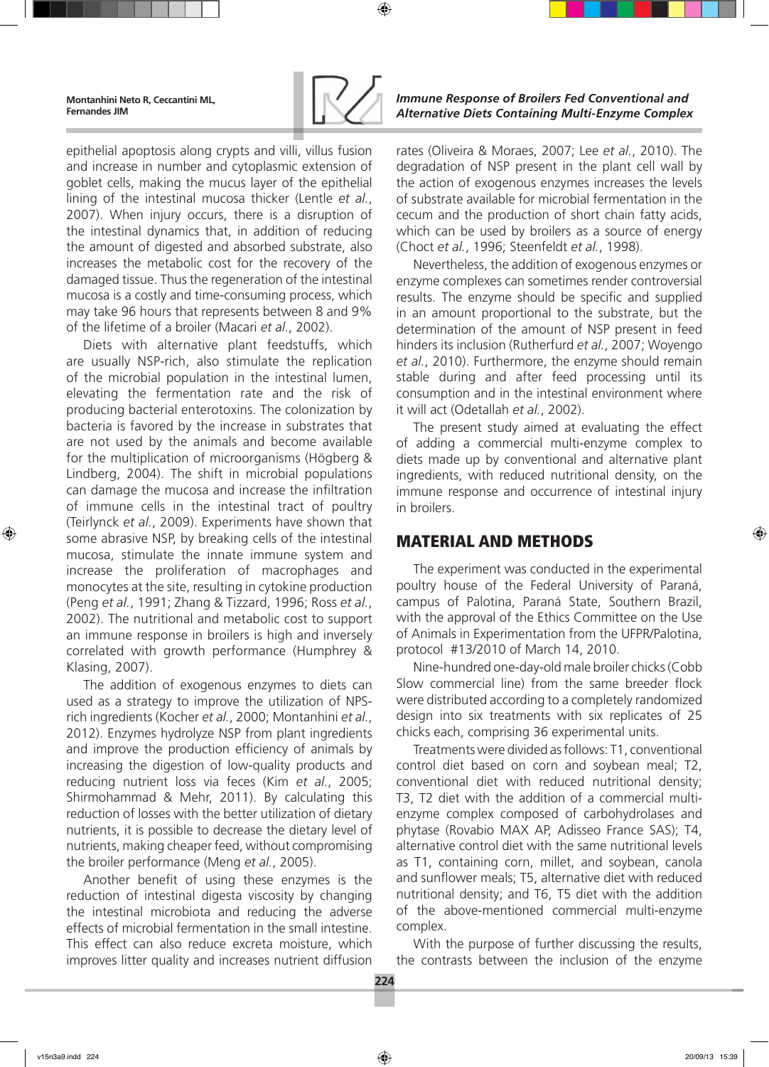epithelial apoptosis along crypts and villi, villus fusion and increase in number and cytoplasmic extension of goblet cells, making the mucus layer of the epithelial lining of the intestinal mucosa thicker (Lentle *et al.*, 2007). When injury occurs, there is a disruption of the intestinal dynamics that, in addition of reducing the amount of digested and absorbed substrate, also increases the metabolic cost for the recovery of the damaged tissue. Thus the regeneration of the intestinal mucosa is a costly and time-consuming process, which may take 96 hours that represents between 8 and 9% of the lifetime of a broiler (Macari *et al.*, 2002).

Diets with alternative plant feedstuffs, which are usually NSP-rich, also stimulate the replication of the microbial population in the intestinal lumen, elevating the fermentation rate and the risk of producing bacterial enterotoxins. The colonization by bacteria is favored by the increase in substrates that are not used by the animals and become available for the multiplication of microorganisms (Högberg & Lindberg, 2004). The shift in microbial populations can damage the mucosa and increase the infiltration of immune cells in the intestinal tract of poultry (Teirlynck *et al.*, 2009). Experiments have shown that some abrasive NSP, by breaking cells of the intestinal mucosa, stimulate the innate immune system and increase the proliferation of macrophages and monocytes at the site, resulting in cytokine production (Peng *et al.*, 1991; Zhang & Tizzard, 1996; Ross *et al.*, 2002). The nutritional and metabolic cost to support an immune response in broilers is high and inversely correlated with growth performance (Humphrey & Klasing, 2007).

The addition of exogenous enzymes to diets can used as a strategy to improve the utilization of NPS-rich ingredients (Kocher *et al.*, 2000; Montanhini *et al.*, 2012). Enzymes hydrolyze NSP from plant ingredients and improve the production efficiency of animals by increasing the digestion of low-quality products and reducing nutrient loss via feces (Kim *et al.*, 2005; Shirmohammad & Mehr, 2011). By calculating this reduction of losses with the better utilization of dietary nutrients, it is possible to decrease the dietary level of nutrients, making cheaper feed, without compromising the broiler performance (Meng *et al.*, 2005).

Another benefit of using these enzymes is the reduction of intestinal digesta viscosity by changing the intestinal microbiota and reducing the adverse effects of microbial fermentation in the small intestine. This effect can also reduce excreta moisture, which improves litter quality and increases nutrient diffusion rates (Oliveira & Moraes, 2007; Lee *et al.*, 2010). The degradation of NSP present in the plant cell wall by the action of exogenous enzymes increases the levels of substrate available for microbial fermentation in the cecum and the production of short chain fatty acids, which can be used by broilers as a source of energy (Choct *et al.*, 1996; Steenfeldt *et al.*, 1998).

Nevertheless, the addition of exogenous enzymes or enzyme complexes can sometimes render controversial results. The enzyme should be specific and supplied in an amount proportional to the substrate, but the determination of the amount of NSP present in feed hinders its inclusion (Rutherfurd *et al.*, 2007; Woyengo *et al.*, 2010). Furthermore, the enzyme should remain stable during and after feed processing until its consumption and in the intestinal environment where it will act (Odetallah *et al.*, 2002).

The present study aimed at evaluating the effect of adding a commercial multi-enzyme complex to diets made up by conventional and alternative plant ingredients, with reduced nutritional density, on the immune response and occurrence of intestinal injury in broilers.

## MATERIAL AND METHODS

The experiment was conducted in the experimental poultry house of the Federal University of Paraná, campus of Palotina, Paraná State, Southern Brazil, with the approval of the Ethics Committee on the Use of Animals in Experimentation from the UFPR/Palotina, protocol #13/2010 of March 14, 2010.

Nine-hundred one-day-old male broiler chicks (Cobb Slow commercial line) from the same breeder flock were distributed according to a completely randomized design into six treatments with six replicates of 25 chicks each, comprising 36 experimental units.

Treatments were divided as follows: T1, conventional control diet based on corn and soybean meal; T2, conventional diet with reduced nutritional density; T3, T2 diet with the addition of a commercial multi-enzyme complex composed of carbohydrolases and phytase (Rovabio MAX AP, Adisseo France SAS); T4, alternative control diet with the same nutritional levels as T1, containing corn, millet, and soybean, canola and sunflower meals; T5, alternative diet with reduced nutritional density; and T6, T5 diet with the addition of the above-mentioned commercial multi-enzyme complex.

With the purpose of further discussing the results, the contrasts between the inclusion of the enzyme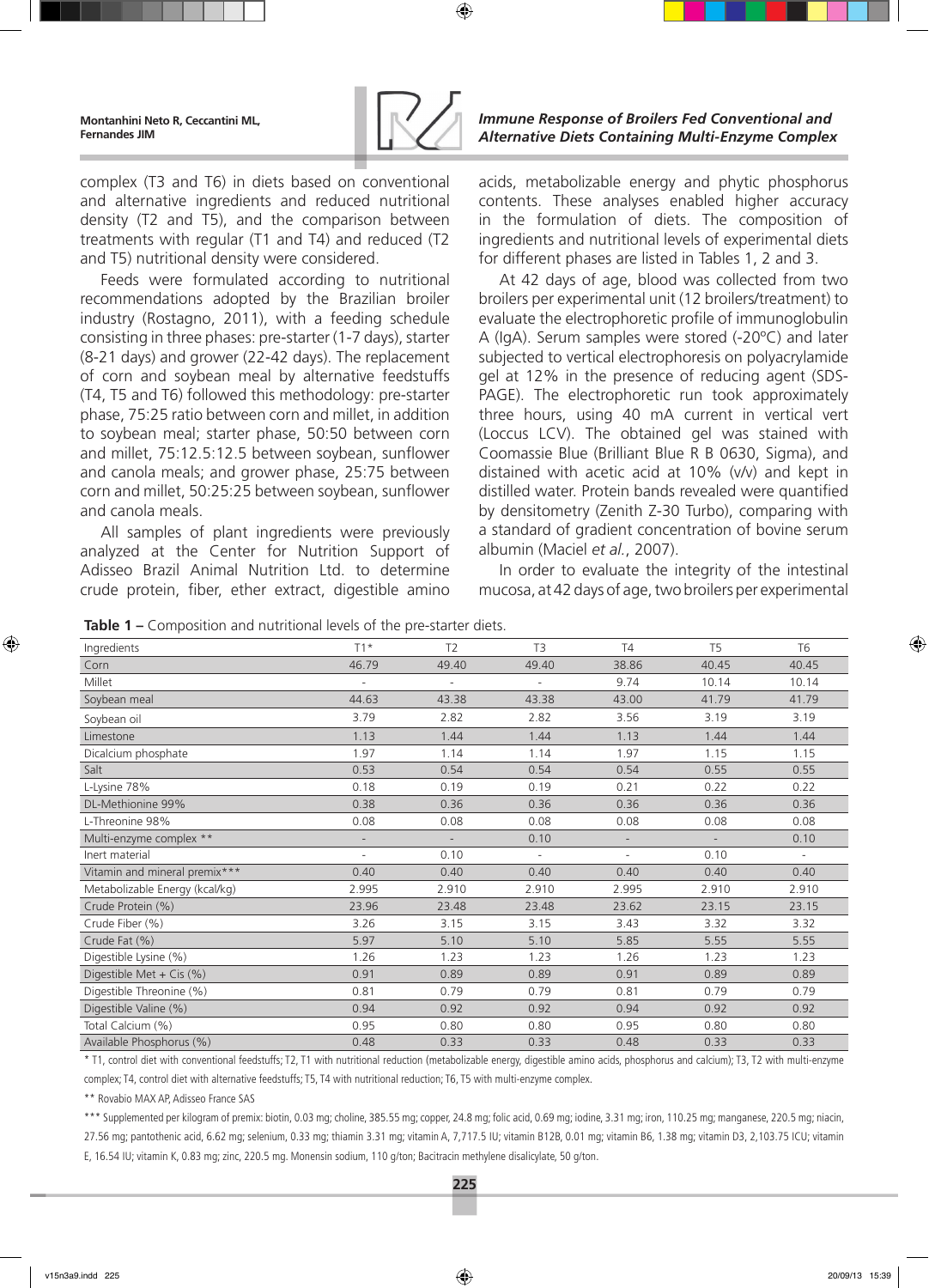complex (T3 and T6) in diets based on conventional and alternative ingredients and reduced nutritional density (T2 and T5), and the comparison between treatments with regular (T1 and T4) and reduced (T2 and T5) nutritional density were considered.

Feeds were formulated according to nutritional recommendations adopted by the Brazilian broiler industry (Rostagno, 2011), with a feeding schedule consisting in three phases: pre-starter (1-7 days), starter (8-21 days) and grower (22-42 days). The replacement of corn and soybean meal by alternative feedstuffs (T4, T5 and T6) followed this methodology: pre-starter phase, 75:25 ratio between corn and millet, in addition to soybean meal; starter phase, 50:50 between corn and millet, 75:12.5:12.5 between soybean, sunflower and canola meals; and grower phase, 25:75 between corn and millet, 50:25:25 between soybean, sunflower and canola meals.

All samples of plant ingredients were previously analyzed at the Center for Nutrition Support of Adisseo Brazil Animal Nutrition Ltd. to determine crude protein, fiber, ether extract, digestible amino acids, metabolizable energy and phytic phosphorus contents. These analyses enabled higher accuracy in the formulation of diets. The composition of ingredients and nutritional levels of experimental diets for different phases are listed in Tables 1, 2 and 3.

At 42 days of age, blood was collected from two broilers per experimental unit (12 broilers/treatment) to evaluate the electrophoretic profile of immunoglobulin A (IgA). Serum samples were stored (-20ºC) and later subjected to vertical electrophoresis on polyacrylamide gel at 12% in the presence of reducing agent (SDS-PAGE). The electrophoretic run took approximately three hours, using 40 mA current in vertical vert (Loccus LCV). The obtained gel was stained with Coomassie Blue (Brilliant Blue R B 0630, Sigma), and distained with acetic acid at 10% (v/v) and kept in distilled water. Protein bands revealed were quantified by densitometry (Zenith Z-30 Turbo), comparing with a standard of gradient concentration of bovine serum albumin (Maciel *et al.*, 2007).

In order to evaluate the integrity of the intestinal mucosa, at 42 days of age, two broilers per experimental

**Table 1 –** Composition and nutritional levels of the pre-starter diets.

| Ingredients | T1* | T2 | T3 | T4 | T5 | T6 |
|---|---|---|---|---|---|---|
| Corn | 46.79 | 49.40 | 49.40 | 38.86 | 40.45 | 40.45 |
| Millet | - | - | - | 9.74 | 10.14 | 10.14 |
| Soybean meal | 44.63 | 43.38 | 43.38 | 43.00 | 41.79 | 41.79 |
| Soybean oil | 3.79 | 2.82 | 2.82 | 3.56 | 3.19 | 3.19 |
| Limestone | 1.13 | 1.44 | 1.44 | 1.13 | 1.44 | 1.44 |
| Dicalcium phosphate | 1.97 | 1.14 | 1.14 | 1.97 | 1.15 | 1.15 |
| Salt | 0.53 | 0.54 | 0.54 | 0.54 | 0.55 | 0.55 |
| L-Lysine 78% | 0.18 | 0.19 | 0.19 | 0.21 | 0.22 | 0.22 |
| DL-Methionine 99% | 0.38 | 0.36 | 0.36 | 0.36 | 0.36 | 0.36 |
| L-Threonine 98% | 0.08 | 0.08 | 0.08 | 0.08 | 0.08 | 0.08 |
| Multi-enzyme complex ** | - | - | 0.10 | - | - | 0.10 |
| Inert material | - | 0.10 | - | - | 0.10 | - |
| Vitamin and mineral premix*** | 0.40 | 0.40 | 0.40 | 0.40 | 0.40 | 0.40 |
| Metabolizable Energy (kcal/kg) | 2.995 | 2.910 | 2.910 | 2.995 | 2.910 | 2.910 |
| Crude Protein (%) | 23.96 | 23.48 | 23.48 | 23.62 | 23.15 | 23.15 |
| Crude Fiber (%) | 3.26 | 3.15 | 3.15 | 3.43 | 3.32 | 3.32 |
| Crude Fat (%) | 5.97 | 5.10 | 5.10 | 5.85 | 5.55 | 5.55 |
| Digestible Lysine (%) | 1.26 | 1.23 | 1.23 | 1.26 | 1.23 | 1.23 |
| Digestible Met + Cis (%) | 0.91 | 0.89 | 0.89 | 0.91 | 0.89 | 0.89 |
| Digestible Threonine (%) | 0.81 | 0.79 | 0.79 | 0.81 | 0.79 | 0.79 |
| Digestible Valine (%) | 0.94 | 0.92 | 0.92 | 0.94 | 0.92 | 0.92 |
| Total Calcium (%) | 0.95 | 0.80 | 0.80 | 0.95 | 0.80 | 0.80 |
| Available Phosphorus (%) | 0.48 | 0.33 | 0.33 | 0.48 | 0.33 | 0.33 |

\* T1, control diet with conventional feedstuffs; T2, T1 with nutritional reduction (metabolizable energy, digestible amino acids, phosphorus and calcium); T3, T2 with multi-enzyme complex; T4, control diet with alternative feedstuffs; T5, T4 with nutritional reduction; T6, T5 with multi-enzyme complex.

\*\* Rovabio MAX AP, Adisseo France SAS

\*\*\* Supplemented per kilogram of premix: biotin, 0.03 mg; choline, 385.55 mg; copper, 24.8 mg; folic acid, 0.69 mg; iodine, 3.31 mg; iron, 110.25 mg; manganese, 220.5 mg; niacin, 27.56 mg; pantothenic acid, 6.62 mg; selenium, 0.33 mg; thiamin 3.31 mg; vitamin A, 7,717.5 IU; vitamin B12B, 0.01 mg; vitamin B6, 1.38 mg; vitamin D3, 2,103.75 ICU; vitamin E, 16.54 IU; vitamin K, 0.83 mg; zinc, 220.5 mg. Monensin sodium, 110 g/ton; Bacitracin methylene disalicylate, 50 g/ton.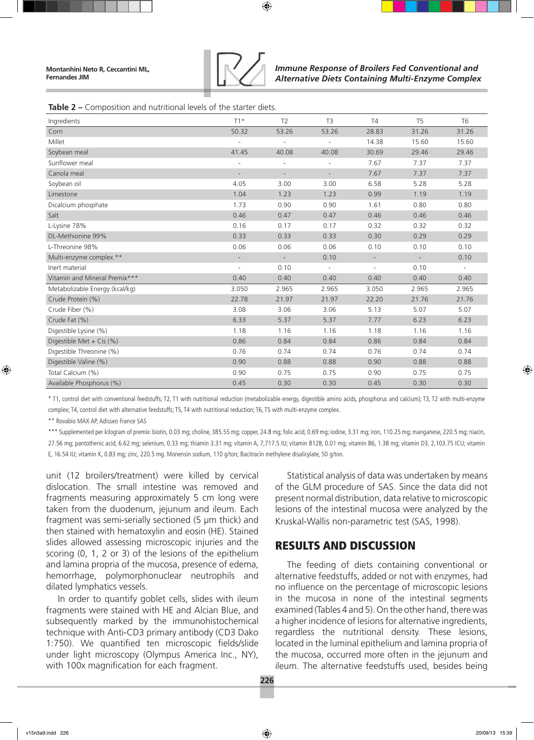**Table 2 –** Composition and nutritional levels of the starter diets.

| Ingredients | T1* | T2 | T3 | T4 | T5 | T6 |
|---|---|---|---|---|---|---|
| Corn | 50.32 | 53.26 | 53.26 | 28.83 | 31.26 | 31.26 |
| Millet | - | - | - | 14.38 | 15.60 | 15.60 |
| Soybean meal | 41.45 | 40.08 | 40.08 | 30.69 | 29.46 | 29.46 |
| Sunflower meal | - | - | - | 7.67 | 7.37 | 7.37 |
| Canola meal | - | - | - | 7.67 | 7.37 | 7.37 |
| Soybean oil | 4.05 | 3.00 | 3.00 | 6.58 | 5.28 | 5.28 |
| Limestone | 1.04 | 1.23 | 1.23 | 0.99 | 1.19 | 1.19 |
| Dicalcium phosphate | 1.73 | 0.90 | 0.90 | 1.61 | 0.80 | 0.80 |
| Salt | 0.46 | 0.47 | 0.47 | 0.46 | 0.46 | 0.46 |
| L-Lysine 78% | 0.16 | 0.17 | 0.17 | 0.32 | 0.32 | 0.32 |
| DL-Methionine 99% | 0.33 | 0.33 | 0.33 | 0.30 | 0.29 | 0.29 |
| L-Threonine 98% | 0.06 | 0.06 | 0.06 | 0.10 | 0.10 | 0.10 |
| Multi-enzyme complex ** | - | - | 0.10 | - | - | 0.10 |
| Inert material | - | 0.10 | - | - | 0.10 | - |
| Vitamin and Mineral Premix*** | 0.40 | 0.40 | 0.40 | 0.40 | 0.40 | 0.40 |
| Metabolizable Energy (kcal/kg) | 3.050 | 2.965 | 2.965 | 3.050 | 2.965 | 2.965 |
| Crude Protein (%) | 22.78 | 21.97 | 21.97 | 22.20 | 21.76 | 21.76 |
| Crude Fiber (%) | 3.08 | 3.06 | 3.06 | 5.13 | 5.07 | 5.07 |
| Crude Fat (%) | 6.33 | 5.37 | 5.37 | 7.77 | 6.23 | 6.23 |
| Digestible Lysine (%) | 1.18 | 1.16 | 1.16 | 1.18 | 1.16 | 1.16 |
| Digestible Met + Cis (%) | 0.86 | 0.84 | 0.84 | 0.86 | 0.84 | 0.84 |
| Digestible Threonine (%) | 0.76 | 0.74 | 0.74 | 0.76 | 0.74 | 0.74 |
| Digestible Valine (%) | 0.90 | 0.88 | 0.88 | 0.90 | 0.88 | 0.88 |
| Total Calcium (%) | 0.90 | 0.75 | 0.75 | 0.90 | 0.75 | 0.75 |
| Available Phosphorus (%) | 0.45 | 0.30 | 0.30 | 0.45 | 0.30 | 0.30 |

* T1, control diet with conventional feedstuffs; T2, T1 with nutritional reduction (metabolizable energy, digestible amino acids, phosphorus and calcium); T3, T2 with multi-enzyme complex; T4, control diet with alternative feedstuffs; T5, T4 with nutritional reduction; T6, T5 with multi-enzyme complex.

** Rovabio MAX AP, Adisseo France SAS

*** Supplemented per kilogram of premix: biotin, 0.03 mg; choline, 385.55 mg; copper, 24.8 mg; folic acid, 0.69 mg; iodine, 3.31 mg; iron, 110.25 mg; manganese, 220.5 mg; niacin, 27.56 mg; pantothenic acid, 6.62 mg; selenium, 0.33 mg; thiamin 3.31 mg; vitamin A, 7,717.5 IU; vitamin B12B, 0.01 mg; vitamin B6, 1.38 mg; vitamin D3, 2,103.75 ICU; vitamin E, 16.54 IU; vitamin K, 0.83 mg; zinc, 220.5 mg. Monensin sodium, 110 g/ton; Bacitracin methylene disalicylate, 50 g/ton.

unit (12 broilers/treatment) were killed by cervical dislocation. The small intestine was removed and fragments measuring approximately 5 cm long were taken from the duodenum, jejunum and ileum. Each fragment was semi-serially sectioned (5 μm thick) and then stained with hematoxylin and eosin (HE). Stained slides allowed assessing microscopic injuries and the scoring (0, 1, 2 or 3) of the lesions of the epithelium and lamina propria of the mucosa, presence of edema, hemorrhage, polymorphonuclear neutrophils and dilated lymphatics vessels.

In order to quantify goblet cells, slides with ileum fragments were stained with HE and Alcian Blue, and subsequently marked by the immunohistochemical technique with Anti-CD3 primary antibody (CD3 Dako 1:750). We quantified ten microscopic fields/slide under light microscopy (Olympus America Inc., NY), with 100x magnification for each fragment.

Statistical analysis of data was undertaken by means of the GLM procedure of SAS. Since the data did not present normal distribution, data relative to microscopic lesions of the intestinal mucosa were analyzed by the Kruskal-Wallis non-parametric test (SAS, 1998).

## RESULTS AND DISCUSSION

The feeding of diets containing conventional or alternative feedstuffs, added or not with enzymes, had no influence on the percentage of microscopic lesions in the mucosa in none of the intestinal segments examined (Tables 4 and 5). On the other hand, there was a higher incidence of lesions for alternative ingredients, regardless the nutritional density. These lesions, located in the luminal epithelium and lamina propria of the mucosa, occurred more often in the jejunum and ileum. The alternative feedstuffs used, besides being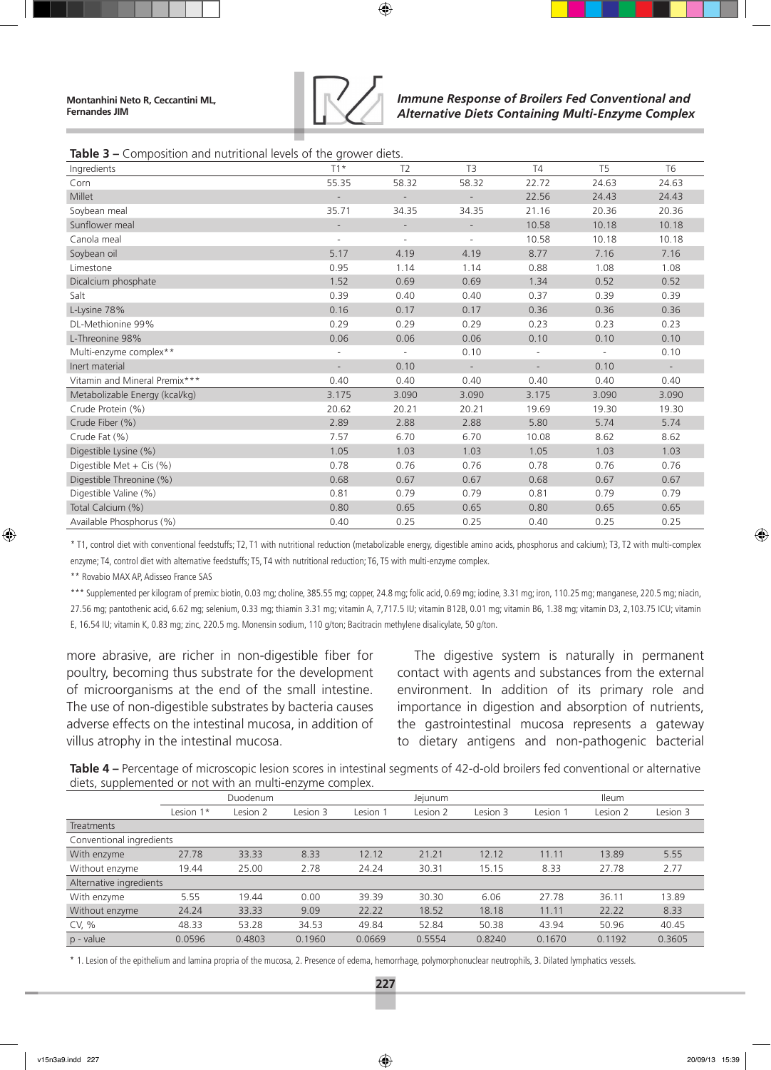**Table 3 –** Composition and nutritional levels of the grower diets.

| Ingredients | T1* | T2 | T3 | T4 | T5 | T6 |
|---|---|---|---|---|---|---|
| Corn | 55.35 | 58.32 | 58.32 | 22.72 | 24.63 | 24.63 |
| Millet | - | - | - | 22.56 | 24.43 | 24.43 |
| Soybean meal | 35.71 | 34.35 | 34.35 | 21.16 | 20.36 | 20.36 |
| Sunflower meal | - | - | - | 10.58 | 10.18 | 10.18 |
| Canola meal | - | - | - | 10.58 | 10.18 | 10.18 |
| Soybean oil | 5.17 | 4.19 | 4.19 | 8.77 | 7.16 | 7.16 |
| Limestone | 0.95 | 1.14 | 1.14 | 0.88 | 1.08 | 1.08 |
| Dicalcium phosphate | 1.52 | 0.69 | 0.69 | 1.34 | 0.52 | 0.52 |
| Salt | 0.39 | 0.40 | 0.40 | 0.37 | 0.39 | 0.39 |
| L-Lysine 78% | 0.16 | 0.17 | 0.17 | 0.36 | 0.36 | 0.36 |
| DL-Methionine 99% | 0.29 | 0.29 | 0.29 | 0.23 | 0.23 | 0.23 |
| L-Threonine 98% | 0.06 | 0.06 | 0.06 | 0.10 | 0.10 | 0.10 |
| Multi-enzyme complex** | - | - | 0.10 | - | - | 0.10 |
| Inert material | - | 0.10 | - | - | 0.10 | - |
| Vitamin and Mineral Premix*** | 0.40 | 0.40 | 0.40 | 0.40 | 0.40 | 0.40 |
| Metabolizable Energy (kcal/kg) | 3.175 | 3.090 | 3.090 | 3.175 | 3.090 | 3.090 |
| Crude Protein (%) | 20.62 | 20.21 | 20.21 | 19.69 | 19.30 | 19.30 |
| Crude Fiber (%) | 2.89 | 2.88 | 2.88 | 5.80 | 5.74 | 5.74 |
| Crude Fat (%) | 7.57 | 6.70 | 6.70 | 10.08 | 8.62 | 8.62 |
| Digestible Lysine (%) | 1.05 | 1.03 | 1.03 | 1.05 | 1.03 | 1.03 |
| Digestible Met + Cis (%) | 0.78 | 0.76 | 0.76 | 0.78 | 0.76 | 0.76 |
| Digestible Threonine (%) | 0.68 | 0.67 | 0.67 | 0.68 | 0.67 | 0.67 |
| Digestible Valine (%) | 0.81 | 0.79 | 0.79 | 0.81 | 0.79 | 0.79 |
| Total Calcium (%) | 0.80 | 0.65 | 0.65 | 0.80 | 0.65 | 0.65 |
| Available Phosphorus (%) | 0.40 | 0.25 | 0.25 | 0.40 | 0.25 | 0.25 |

* T1, control diet with conventional feedstuffs; T2, T1 with nutritional reduction (metabolizable energy, digestible amino acids, phosphorus and calcium); T3, T2 with multi-complex enzyme; T4, control diet with alternative feedstuffs; T5, T4 with nutritional reduction; T6, T5 with multi-enzyme complex.

** Rovabio MAX AP, Adisseo France SAS

*** Supplemented per kilogram of premix: biotin, 0.03 mg; choline, 385.55 mg; copper, 24.8 mg; folic acid, 0.69 mg; iodine, 3.31 mg; iron, 110.25 mg; manganese, 220.5 mg; niacin, 27.56 mg; pantothenic acid, 6.62 mg; selenium, 0.33 mg; thiamin 3.31 mg; vitamin A, 7,717.5 IU; vitamin B12B, 0.01 mg; vitamin B6, 1.38 mg; vitamin D3, 2,103.75 ICU; vitamin E, 16.54 IU; vitamin K, 0.83 mg; zinc, 220.5 mg. Monensin sodium, 110 g/ton; Bacitracin methylene disalicylate, 50 g/ton.

more abrasive, are richer in non-digestible fiber for poultry, becoming thus substrate for the development of microorganisms at the end of the small intestine. The use of non-digestible substrates by bacteria causes adverse effects on the intestinal mucosa, in addition of villus atrophy in the intestinal mucosa.

The digestive system is naturally in permanent contact with agents and substances from the external environment. In addition of its primary role and importance in digestion and absorption of nutrients, the gastrointestinal mucosa represents a gateway to dietary antigens and non-pathogenic bacterial

**Table 4 –** Percentage of microscopic lesion scores in intestinal segments of 42-d-old broilers fed conventional or alternative diets, supplemented or not with a multi-enzyme complex.

| | Duodenum | | | Jejunum | | | Ileum | | |
|---|---|---|---|---|---|---|---|---|---|
| | Lesion 1* | Lesion 2 | Lesion 3 | Lesion 1 | Lesion 2 | Lesion 3 | Lesion 1 | Lesion 2 | Lesion 3 |
| Treatments | | | | | | | | | |
| Conventional ingredients | | | | | | | | | |
| With enzyme | 27.78 | 33.33 | 8.33 | 12.12 | 21.21 | 12.12 | 11.11 | 13.89 | 5.55 |
| Without enzyme | 19.44 | 25.00 | 2.78 | 24.24 | 30.31 | 15.15 | 8.33 | 27.78 | 2.77 |
| Alternative ingredients | | | | | | | | | |
| With enzyme | 5.55 | 19.44 | 0.00 | 39.39 | 30.30 | 6.06 | 27.78 | 36.11 | 13.89 |
| Without enzyme | 24.24 | 33.33 | 9.09 | 22.22 | 18.52 | 18.18 | 11.11 | 22.22 | 8.33 |
| CV, % | 48.33 | 53.28 | 34.53 | 49.84 | 52.84 | 50.38 | 43.94 | 50.96 | 40.45 |
| p - value | 0.0596 | 0.4803 | 0.1960 | 0.0669 | 0.5554 | 0.8240 | 0.1670 | 0.1192 | 0.3605 |

* 1. Lesion of the epithelium and lamina propria of the mucosa, 2. Presence of edema, hemorrhage, polymorphonuclear neutrophils, 3. Dilated lymphatics vessels.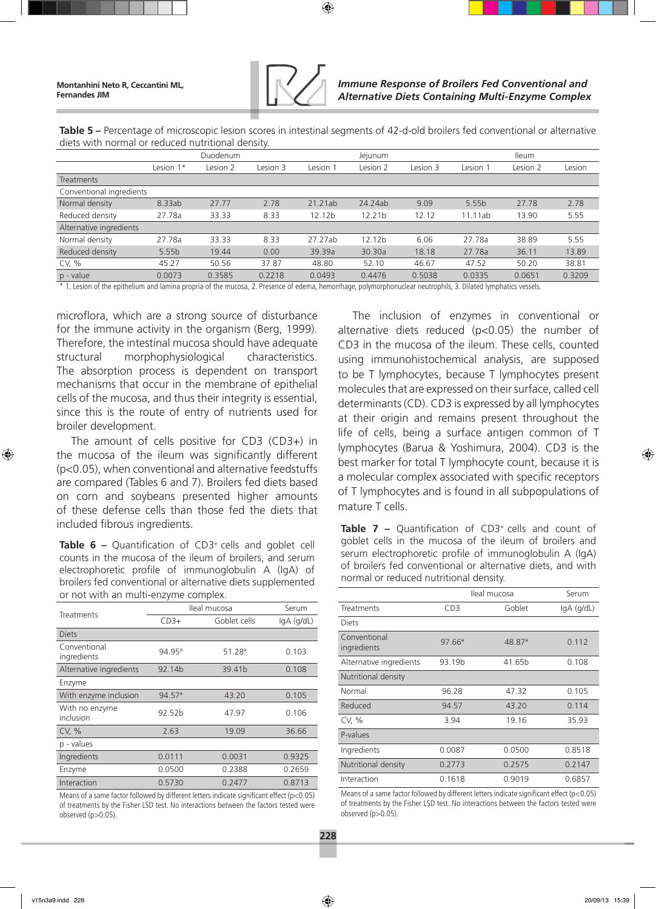**Table 5 –** Percentage of microscopic lesion scores in intestinal segments of 42-d-old broilers fed conventional or alternative diets with normal or reduced nutritional density.

| | Duodenum | | | Jejunum | | | Ileum | | |
|---|---|---|---|---|---|---|---|---|---|
| | Lesion 1* | Lesion 2 | Lesion 3 | Lesion 1 | Lesion 2 | Lesion 3 | Lesion 1 | Lesion 2 | Lesion |
| Treatments | | | | | | | | | |
| Conventional ingredients | | | | | | | | | |
| Normal density | 8.33ab | 27.77 | 2.78 | 21.21ab | 24.24ab | 9.09 | 5.55b | 27.78 | 2.78 |
| Reduced density | 27.78a | 33.33 | 8.33 | 12.12b | 12.21b | 12.12 | 11.11ab | 13.90 | 5.55 |
| Alternative ingredients | | | | | | | | | |
| Normal density | 27.78a | 33.33 | 8.33 | 27.27ab | 12.12b | 6.06 | 27.78a | 38.89 | 5.55 |
| Reduced density | 5.55b | 19.44 | 0.00 | 39.39a | 30.30a | 18.18 | 27.78a | 36.11 | 13.89 |
| CV, % | 45.27 | 50.56 | 37.87 | 48.80 | 52.10 | 46.67 | 47.52 | 50.20 | 38.81 |
| p - value | 0.0073 | 0.3585 | 0.2218 | 0.0493 | 0.4476 | 0.5038 | 0.0335 | 0.0651 | 0.3209 |

* 1. Lesion of the epithelium and lamina propria of the mucosa, 2. Presence of edema, hemorrhage, polymorphonuclear neutrophils, 3. Dilated lymphatics vessels.

microflora, which are a strong source of disturbance for the immune activity in the organism (Berg, 1999). Therefore, the intestinal mucosa should have adequate structural morphophysiological characteristics. The absorption process is dependent on transport mechanisms that occur in the membrane of epithelial cells of the mucosa, and thus their integrity is essential, since this is the route of entry of nutrients used for broiler development.

The amount of cells positive for CD3 (CD3+) in the mucosa of the ileum was significantly different (p<0.05), when conventional and alternative feedstuffs are compared (Tables 6 and 7). Broilers fed diets based on corn and soybeans presented higher amounts of these defense cells than those fed the diets that included fibrous ingredients.

**Table 6 –** Quantification of $CD3^+$ cells and goblet cell counts in the mucosa of the ileum of broilers, and serum electrophoretic profile of immunoglobulin A (IgA) of broilers fed conventional or alternative diets supplemented or not with an multi-enzyme complex.

| Treatments | Ileal mucosa | | Serum |
|---|---|---|---|
| | CD3+ | Goblet cells | IgA (g/dL) |
| Diets | | | |
| Conventional ingredients | 94.95ª | 51.28ª | 0.103 |
| Alternative ingredients | 92.14b | 39.41b | 0.108 |
| Enzyme | | | |
| With enzyme inclusion | 94.57ª | 43.20 | 0.105 |
| With no enzyme inclusion | 92.52b | 47.97 | 0.106 |
| CV, % | 2.63 | 19.09 | 36.66 |
| p - values | | | |
| Ingredients | 0.0111 | 0.0031 | 0.9325 |
| Enzyme | 0.0500 | 0.2388 | 0.2659 |
| Interaction | 0.5730 | 0.2477 | 0.8713 |

Means of a same factor followed by different letters indicate significant effect (p<0.05) of treatments by the Fisher LSD test. No interactions between the factors tested were observed (p>0.05).

The inclusion of enzymes in conventional or alternative diets reduced (p<0.05) the number of CD3 in the mucosa of the ileum. These cells, counted using immunohistochemical analysis, are supposed to be T lymphocytes, because T lymphocytes present molecules that are expressed on their surface, called cell determinants (CD). CD3 is expressed by all lymphocytes at their origin and remains present throughout the life of cells, being a surface antigen common of T lymphocytes (Barua & Yoshimura, 2004). CD3 is the best marker for total T lymphocyte count, because it is a molecular complex associated with specific receptors of T lymphocytes and is found in all subpopulations of mature T cells.

**Table 7 –** Quantification of $CD3^+$ cells and count of goblet cells in the mucosa of the ileum of broilers and serum electrophoretic profile of immunoglobulin A (IgA) of broilers fed conventional or alternative diets, and with normal or reduced nutritional density.

| | Ileal mucosa | | Serum |
|---|---|---|---|
| Treatments | CD3 | Goblet | IgA (g/dL) |
| Diets | | | |
| Conventional ingredients | 97.66ª | 48.87ª | 0.112 |
| Alternative ingredients | 93.19b | 41.65b | 0.108 |
| Nutritional density | | | |
| Normal | 96.28 | 47.32 | 0.105 |
| Reduced | 94.57 | 43.20 | 0.114 |
| CV, % | 3.94 | 19.16 | 35.93 |
| P-values | | | |
| Ingredients | 0.0087 | 0.0500 | 0.8518 |
| Nutritional density | 0.2773 | 0.2575 | 0.2147 |
| Interaction | 0.1618 | 0.9019 | 0.6857 |

Means of a same factor followed by different letters indicate significant effect (p<0.05) of treatments by the Fisher LSD test. No interactions between the factors tested were observed (p>0.05).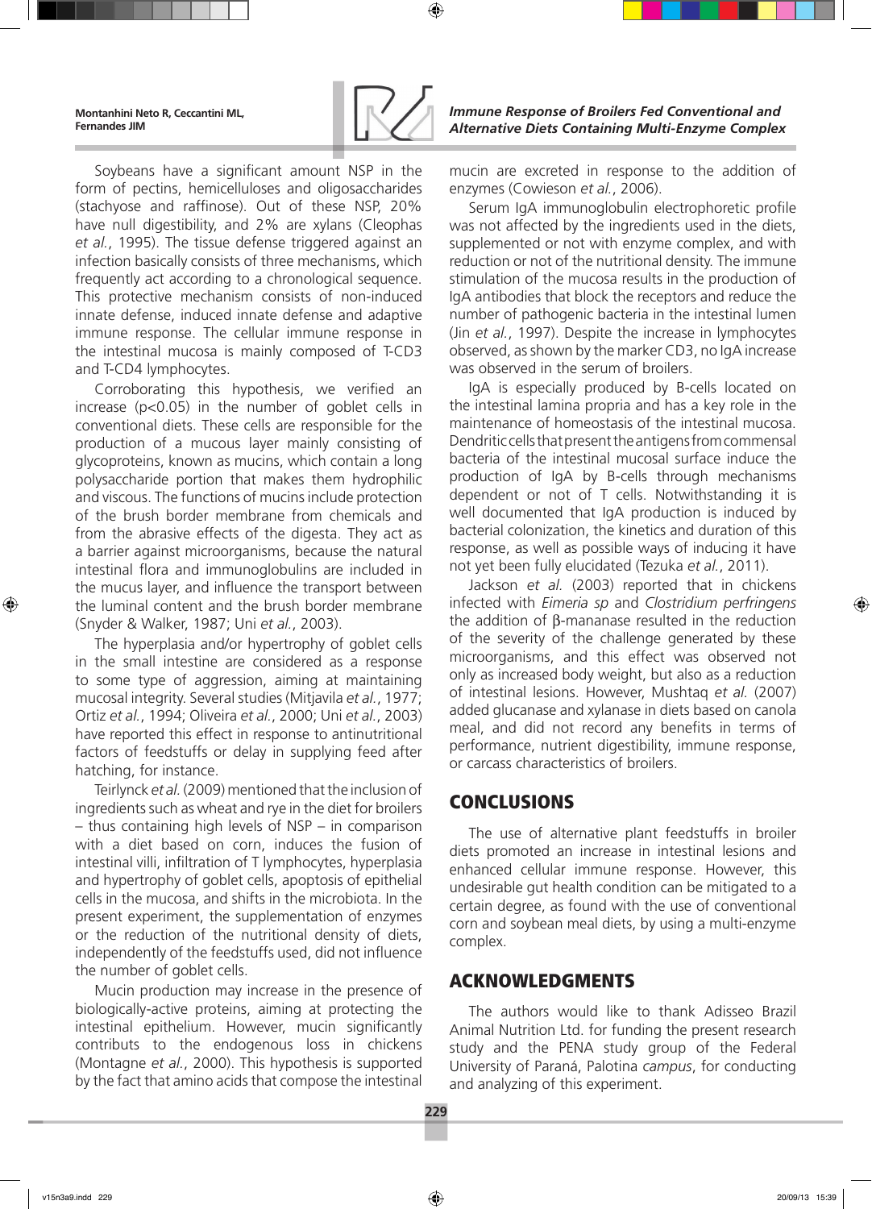Soybeans have a significant amount NSP in the form of pectins, hemicelluloses and oligosaccharides (stachyose and raffinose). Out of these NSP, 20% have null digestibility, and 2% are xylans (Cleophas *et al.*, 1995). The tissue defense triggered against an infection basically consists of three mechanisms, which frequently act according to a chronological sequence. This protective mechanism consists of non-induced innate defense, induced innate defense and adaptive immune response. The cellular immune response in the intestinal mucosa is mainly composed of T-CD3 and T-CD4 lymphocytes.

Corroborating this hypothesis, we verified an increase ($p<0.05$) in the number of goblet cells in conventional diets. These cells are responsible for the production of a mucous layer mainly consisting of glycoproteins, known as mucins, which contain a long polysaccharide portion that makes them hydrophilic and viscous. The functions of mucins include protection of the brush border membrane from chemicals and from the abrasive effects of the digesta. They act as a barrier against microorganisms, because the natural intestinal flora and immunoglobulins are included in the mucus layer, and influence the transport between the luminal content and the brush border membrane (Snyder & Walker, 1987; Uni *et al.*, 2003).

The hyperplasia and/or hypertrophy of goblet cells in the small intestine are considered as a response to some type of aggression, aiming at maintaining mucosal integrity. Several studies (Mitjavila *et al.*, 1977; Ortiz *et al.*, 1994; Oliveira *et al.*, 2000; Uni *et al.*, 2003) have reported this effect in response to antinutritional factors of feedstuffs or delay in supplying feed after hatching, for instance.

Teirlynck *et al.* (2009) mentioned that the inclusion of ingredients such as wheat and rye in the diet for broilers – thus containing high levels of NSP – in comparison with a diet based on corn, induces the fusion of intestinal villi, infiltration of T lymphocytes, hyperplasia and hypertrophy of goblet cells, apoptosis of epithelial cells in the mucosa, and shifts in the microbiota. In the present experiment, the supplementation of enzymes or the reduction of the nutritional density of diets, independently of the feedstuffs used, did not influence the number of goblet cells.

Mucin production may increase in the presence of biologically-active proteins, aiming at protecting the intestinal epithelium. However, mucin significantly contributs to the endogenous loss in chickens (Montagne *et al.*, 2000). This hypothesis is supported by the fact that amino acids that compose the intestinal mucin are excreted in response to the addition of enzymes (Cowieson *et al.*, 2006).

Serum IgA immunoglobulin electrophoretic profile was not affected by the ingredients used in the diets, supplemented or not with enzyme complex, and with reduction or not of the nutritional density. The immune stimulation of the mucosa results in the production of IgA antibodies that block the receptors and reduce the number of pathogenic bacteria in the intestinal lumen (Jin *et al.*, 1997). Despite the increase in lymphocytes observed, as shown by the marker CD3, no IgA increase was observed in the serum of broilers.

IgA is especially produced by B-cells located on the intestinal lamina propria and has a key role in the maintenance of homeostasis of the intestinal mucosa. Dendritic cells that present the antigens from commensal bacteria of the intestinal mucosal surface induce the production of IgA by B-cells through mechanisms dependent or not of T cells. Notwithstanding it is well documented that IgA production is induced by bacterial colonization, the kinetics and duration of this response, as well as possible ways of inducing it have not yet been fully elucidated (Tezuka *et al.*, 2011).

Jackson *et al.* (2003) reported that in chickens infected with *Eimeria sp* and *Clostridium perfringens* the addition of β-mananase resulted in the reduction of the severity of the challenge generated by these microorganisms, and this effect was observed not only as increased body weight, but also as a reduction of intestinal lesions. However, Mushtaq *et al.* (2007) added glucanase and xylanase in diets based on canola meal, and did not record any benefits in terms of performance, nutrient digestibility, immune response, or carcass characteristics of broilers.

## CONCLUSIONS

The use of alternative plant feedstuffs in broiler diets promoted an increase in intestinal lesions and enhanced cellular immune response. However, this undesirable gut health condition can be mitigated to a certain degree, as found with the use of conventional corn and soybean meal diets, by using a multi-enzyme complex.

## ACKNOWLEDGMENTS

The authors would like to thank Adisseo Brazil Animal Nutrition Ltd. for funding the present research study and the PENA study group of the Federal University of Paraná, Palotina *campus*, for conducting and analyzing of this experiment.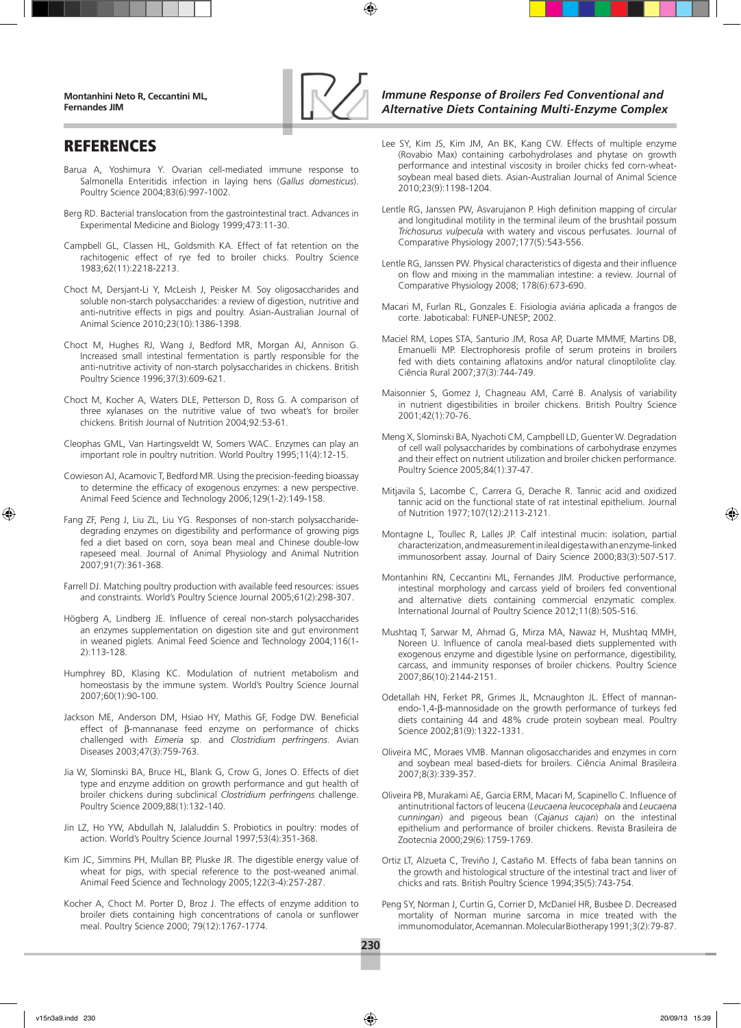## REFERENCES

Barua A, Yoshimura Y. Ovarian cell-mediated immune response to Salmonella Enteritidis infection in laying hens (*Gallus domesticus*). Poultry Science 2004;83(6):997-1002.

Berg RD. Bacterial translocation from the gastrointestinal tract. Advances in Experimental Medicine and Biology 1999;473:11-30.

Campbell GL, Classen HL, Goldsmith KA. Effect of fat retention on the rachitogenic effect of rye fed to broiler chicks. Poultry Science 1983;62(11):2218-2213.

Choct M, Dersjant-Li Y, McLeish J, Peisker M. Soy oligosaccharides and soluble non-starch polysaccharides: a review of digestion, nutritive and anti-nutritive effects in pigs and poultry. Asian-Australian Journal of Animal Science 2010;23(10):1386-1398.

Choct M, Hughes RJ, Wang J, Bedford MR, Morgan AJ, Annison G. Increased small intestinal fermentation is partly responsible for the anti-nutritive activity of non-starch polysaccharides in chickens. British Poultry Science 1996;37(3):609-621.

Choct M, Kocher A, Waters DLE, Petterson D, Ross G. A comparison of three xylanases on the nutritive value of two wheat's for broiler chickens. British Journal of Nutrition 2004;92:53-61.

Cleophas GML, Van Hartingsveldt W, Somers WAC. Enzymes can play an important role in poultry nutrition. World Poultry 1995;11(4):12-15.

Cowieson AJ, Acamovic T, Bedford MR. Using the precision-feeding bioassay to determine the efficacy of exogenous enzymes: a new perspective. Animal Feed Science and Technology 2006;129(1-2):149-158.

Fang ZF, Peng J, Liu ZL, Liu YG. Responses of non-starch polysaccharide-degrading enzymes on digestibility and performance of growing pigs fed a diet based on corn, soya bean meal and Chinese double-low rapeseed meal. Journal of Animal Physiology and Animal Nutrition 2007;91(7):361-368.

Farrell DJ. Matching poultry production with available feed resources: issues and constraints. World's Poultry Science Journal 2005;61(2):298-307.

Högberg A, Lindberg JE. Influence of cereal non-starch polysaccharides an enzymes supplementation on digestion site and gut environment in weaned piglets. Animal Feed Science and Technology 2004;116(1-2):113-128.

Humphrey BD, Klasing KC. Modulation of nutrient metabolism and homeostasis by the immune system. World's Poultry Science Journal 2007;60(1):90-100.

Jackson ME, Anderson DM, Hsiao HY, Mathis GF, Fodge DW. Beneficial effect of β-mannanase feed enzyme on performance of chicks challenged with *Eimeria* sp. and *Clostridium perfringens*. Avian Diseases 2003;47(3):759-763.

Jia W, Slominski BA, Bruce HL, Blank G, Crow G, Jones O. Effects of diet type and enzyme addition on growth performance and gut health of broiler chickens during subclinical *Clostridium perfringens* challenge. Poultry Science 2009;88(1):132-140.

Jin LZ, Ho YW, Abdullah N, Jalaluddin S. Probiotics in poultry: modes of action. World's Poultry Science Journal 1997;53(4):351-368.

Kim JC, Simmins PH, Mullan BP, Pluske JR. The digestible energy value of wheat for pigs, with special reference to the post-weaned animal. Animal Feed Science and Technology 2005;122(3-4):257-287.

Kocher A, Choct M. Porter D, Broz J. The effects of enzyme addition to broiler diets containing high concentrations of canola or sunflower meal. Poultry Science 2000; 79(12):1767-1774.

Lee SY, Kim JS, Kim JM, An BK, Kang CW. Effects of multiple enzyme (Rovabio Max) containing carbohydrolases and phytase on growth performance and intestinal viscosity in broiler chicks fed corn-wheat-soybean meal based diets. Asian-Australian Journal of Animal Science 2010;23(9):1198-1204.

Lentle RG, Janssen PW, Asvarujanon P. High definition mapping of circular and longitudinal motility in the terminal ileum of the brushtail possum *Trichosurus vulpecula* with watery and viscous perfusates. Journal of Comparative Physiology 2007;177(5):543-556.

Lentle RG, Janssen PW. Physical characteristics of digesta and their influence on flow and mixing in the mammalian intestine: a review. Journal of Comparative Physiology 2008; 178(6):673-690.

Macari M, Furlan RL, Gonzales E. Fisiologia aviária aplicada a frangos de corte. Jaboticabal: FUNEP-UNESP; 2002.

Maciel RM, Lopes STA, Santurio JM, Rosa AP, Duarte MMMF, Martins DB, Emanuelli MP. Electrophoresis profile of serum proteins in broilers fed with diets containing aflatoxins and/or natural clinoptilolite clay. Ciência Rural 2007;37(3):744-749.

Maisonnier S, Gomez J, Chagneau AM, Carré B. Analysis of variability in nutrient digestibilities in broiler chickens. British Poultry Science 2001;42(1):70-76.

Meng X, Slominski BA, Nyachoti CM, Campbell LD, Guenter W. Degradation of cell wall polysaccharides by combinations of carbohydrase enzymes and their effect on nutrient utilization and broiler chicken performance. Poultry Science 2005;84(1):37-47.

Mitjavila S, Lacombe C, Carrera G, Derache R. Tannic acid and oxidized tannic acid on the functional state of rat intestinal epithelium. Journal of Nutrition 1977;107(12):2113-2121.

Montagne L, Toullec R, Lalles JP. Calf intestinal mucin: isolation, partial characterization, and measurement in ileal digesta with an enzyme-linked immunosorbent assay. Journal of Dairy Science 2000;83(3):507-517.

Montanhini RN, Ceccantini ML, Fernandes JIM. Productive performance, intestinal morphology and carcass yield of broilers fed conventional and alternative diets containing commercial enzymatic complex. International Journal of Poultry Science 2012;11(8):505-516.

Mushtaq T, Sarwar M, Ahmad G, Mirza MA, Nawaz H, Mushtaq MMH, Noreen U. Influence of canola meal-based diets supplemented with exogenous enzyme and digestible lysine on performance, digestibility, carcass, and immunity responses of broiler chickens. Poultry Science 2007;86(10):2144-2151.

Odetallah HN, Ferket PR, Grimes JL, Mcnaughton JL. Effect of mannan-endo-1,4-β-mannosidade on the growth performance of turkeys fed diets containing 44 and 48% crude protein soybean meal. Poultry Science 2002;81(9):1322-1331.

Oliveira MC, Moraes VMB. Mannan oligosaccharides and enzymes in corn and soybean meal based-diets for broilers. Ciência Animal Brasileira 2007;8(3):339-357.

Oliveira PB, Murakami AE, Garcia ERM, Macari M, Scapinello C. Influence of antinutritional factors of leucena (*Leucaena leucocephala* and *Leucaena cunningan*) and pigeons bean (*Cajanus cajan*) on the intestinal epithelium and performance of broiler chickens. Revista Brasileira de Zootecnia 2000;29(6):1759-1769.

Ortiz LT, Alzueta C, Treviño J, Castaño M. Effects of faba bean tannins on the growth and histological structure of the intestinal tract and liver of chicks and rats. British Poultry Science 1994;35(5):743-754.

Peng SY, Norman J, Curtin G, Corrier D, McDaniel HR, Busbee D. Decreased mortality of Norman murine sarcoma in mice treated with the immunomodulator, Acemannan. Molecular Biotherapy 1991;3(2):79-87.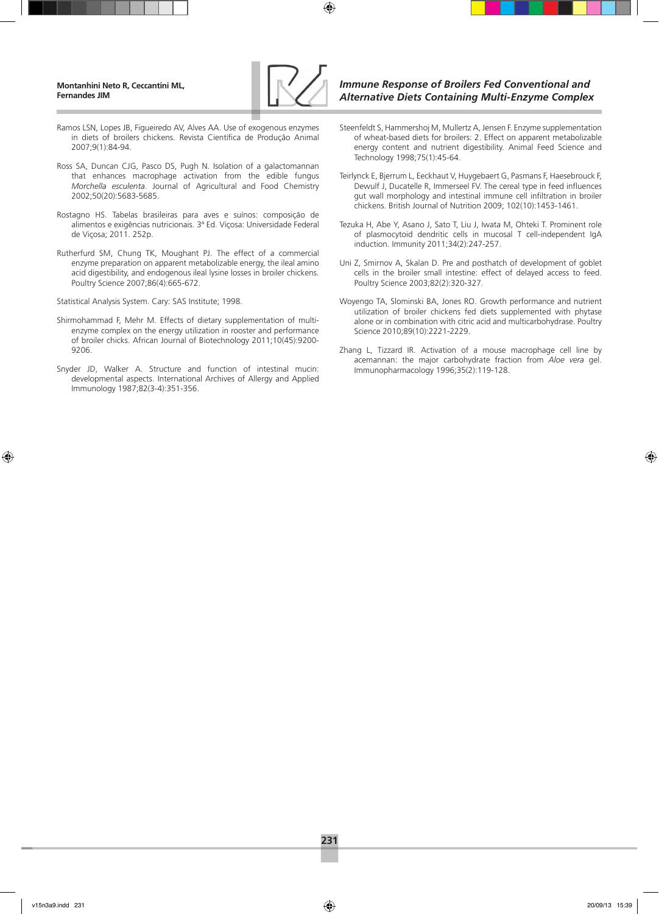Ramos LSN, Lopes JB, Figueiredo AV, Alves AA. Use of exogenous enzymes in diets of broilers chickens. Revista Científica de Produção Animal 2007;9(1):84-94.

Ross SA, Duncan CJG, Pasco DS, Pugh N. Isolation of a galactomannan that enhances macrophage activation from the edible fungus *Morchella esculenta*. Journal of Agricultural and Food Chemistry 2002;50(20):5683-5685.

Rostagno HS. Tabelas brasileiras para aves e suínos: composição de alimentos e exigências nutricionais. 3ª Ed. Viçosa: Universidade Federal de Viçosa; 2011. 252p.

Rutherfurd SM, Chung TK, Moughant PJ. The effect of a commercial enzyme preparation on apparent metabolizable energy, the ileal amino acid digestibility, and endogenous ileal lysine losses in broiler chickens. Poultry Science 2007;86(4):665-672.

Statistical Analysis System. Cary: SAS Institute; 1998.

Shirmohammad F, Mehr M. Effects of dietary supplementation of multi-enzyme complex on the energy utilization in rooster and performance of broiler chicks. African Journal of Biotechnology 2011;10(45):9200-9206.

Snyder JD, Walker A. Structure and function of intestinal mucin: developmental aspects. International Archives of Allergy and Applied Immunology 1987;82(3-4):351-356.

Steenfeldt S, Hammershoj M, Mullertz A, Jensen F. Enzyme supplementation of wheat-based diets for broilers: 2. Effect on apparent metabolizable energy content and nutrient digestibility. Animal Feed Science and Technology 1998;75(1):45-64.

Teirlynck E, Bjerrum L, Eeckhaut V, Huygebaert G, Pasmans F, Haesebrouck F, Dewulf J, Ducatelle R, Immerseel FV. The cereal type in feed influences gut wall morphology and intestinal immune cell infiltration in broiler chickens. British Journal of Nutrition 2009; 102(10):1453-1461.

Tezuka H, Abe Y, Asano J, Sato T, Liu J, Iwata M, Ohteki T. Prominent role of plasmocytoid dendritic cells in mucosal T cell-independent IgA induction. Immunity 2011;34(2):247-257.

Uni Z, Smirnov A, Skalan D. Pre and posthatch of development of goblet cells in the broiler small intestine: effect of delayed access to feed. Poultry Science 2003;82(2):320-327.

Woyengo TA, Slominski BA, Jones RO. Growth performance and nutrient utilization of broiler chickens fed diets supplemented with phytase alone or in combination with citric acid and multicarbohydrase. Poultry Science 2010;89(10):2221-2229.

Zhang L, Tizzard IR. Activation of a mouse macrophage cell line by acemannan: the major carbohydrate fraction from *Aloe vera* gel. Immunopharmacology 1996;35(2):119-128.